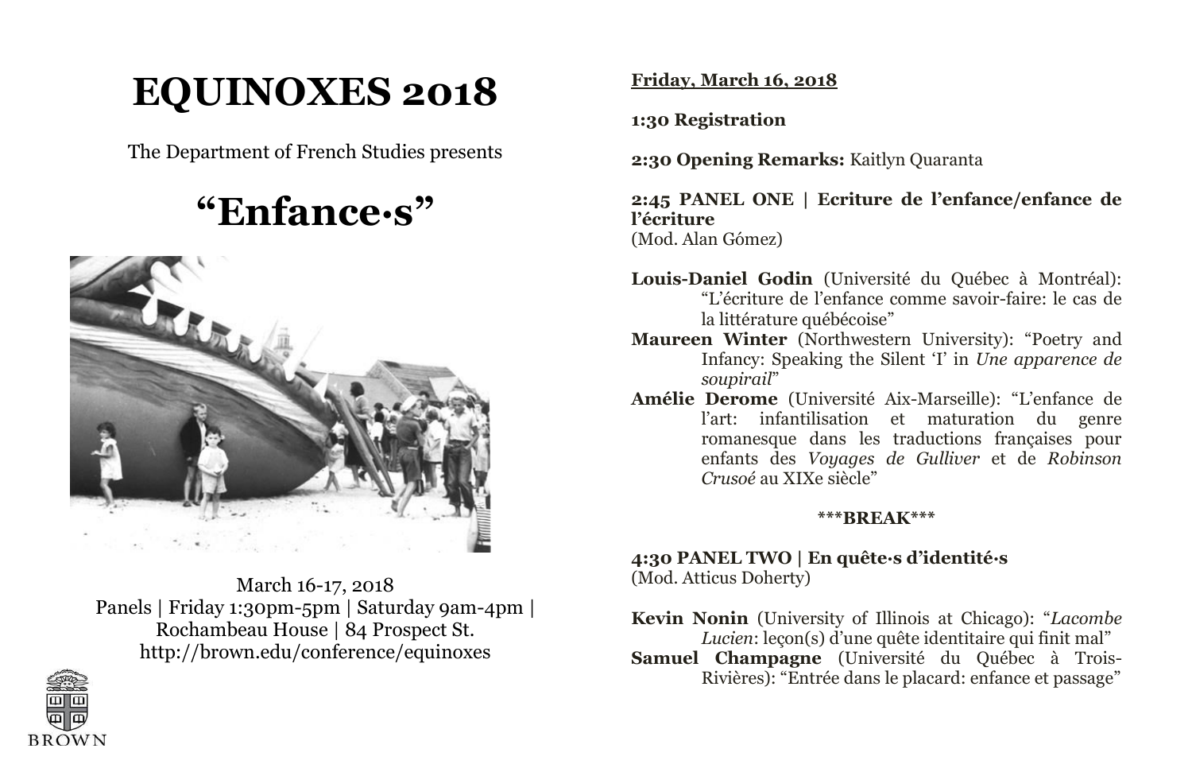# EQUINOXES 2018

The Department of French Studies presents

# "Enfance·s"

March 16-17, 2018
Panels | Friday 1:30pm-5pm | Saturday 9am-4pm |
Rochambeau House | 84 Prospect St.
http://brown.edu/conference/equinoxes

BROWN

**Friday, March 16, 2018**

**1:30 Registration**

**2:30 Opening Remarks:** Kaitlyn Quaranta

**2:45 PANEL ONE | Ecriture de l'enfance/enfance de l'écriture**
(Mod. Alan Gómez)

**Louis-Daniel Godin** (Université du Québec à Montréal): "L'écriture de l'enfance comme savoir-faire: le cas de la littérature québécoise"

**Maureen Winter** (Northwestern University): "Poetry and Infancy: Speaking the Silent 'I' in *Une apparence de soupirail*"

**Amélie Derome** (Université Aix-Marseille): "L'enfance de l'art: infantilisation et maturation du genre romanesque dans les traductions françaises pour enfants des *Voyages de Gulliver* et de *Robinson Crusoé* au XIXe siècle"

**\*\*\*BREAK\*\*\***

**4:30 PANEL TWO | En quête·s d'identité·s**
(Mod. Atticus Doherty)

**Kevin Nonin** (University of Illinois at Chicago): "*Lacombe Lucien*: leçon(s) d'une quête identitaire qui finit mal"

**Samuel Champagne** (Université du Québec à Trois-Rivières): "Entrée dans le placard: enfance et passage"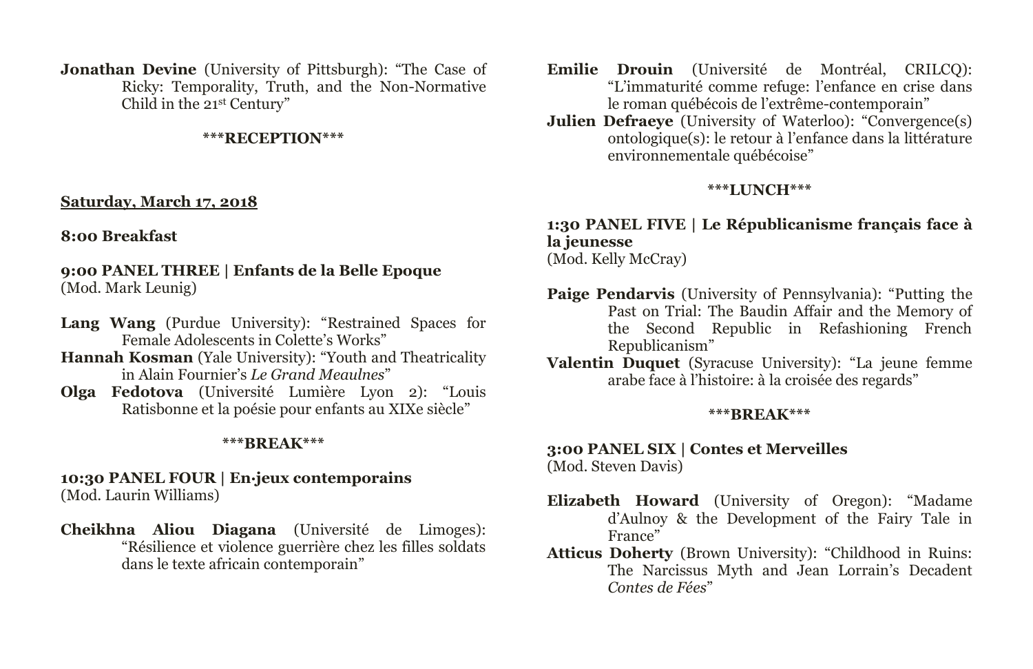**Jonathan Devine** (University of Pittsburgh): "The Case of Ricky: Temporality, Truth, and the Non-Normative Child in the 21st Century"

**\*\*\*RECEPTION\*\*\***

**Saturday, March 17, 2018**

**8:00 Breakfast**

**9:00 PANEL THREE | Enfants de la Belle Epoque**
(Mod. Mark Leunig)

**Lang Wang** (Purdue University): "Restrained Spaces for Female Adolescents in Colette's Works"

**Hannah Kosman** (Yale University): "Youth and Theatricality in Alain Fournier's *Le Grand Meaulnes*"

**Olga Fedotova** (Université Lumière Lyon 2): "Louis Ratisbonne et la poésie pour enfants au XIXe siècle"

**\*\*\*BREAK\*\*\***

**10:30 PANEL FOUR | En·jeux contemporains**
(Mod. Laurin Williams)

**Cheikhna Aliou Diagana** (Université de Limoges): "Résilience et violence guerrière chez les filles soldats dans le texte africain contemporain"

**Emilie Drouin** (Université de Montréal, CRILCQ): "L'immaturité comme refuge: l'enfance en crise dans le roman québécois de l'extrême-contemporain"

**Julien Defraeye** (University of Waterloo): "Convergence(s) ontologique(s): le retour à l'enfance dans la littérature environnementale québécoise"

**\*\*\*LUNCH\*\*\***

**1:30 PANEL FIVE | Le Républicanisme français face à la jeunesse**
(Mod. Kelly McCray)

**Paige Pendarvis** (University of Pennsylvania): "Putting the Past on Trial: The Baudin Affair and the Memory of the Second Republic in Refashioning French Republicanism"

**Valentin Duquet** (Syracuse University): "La jeune femme arabe face à l'histoire: à la croisée des regards"

**\*\*\*BREAK\*\*\***

**3:00 PANEL SIX | Contes et Merveilles**
(Mod. Steven Davis)

**Elizabeth Howard** (University of Oregon): "Madame d'Aulnoy & the Development of the Fairy Tale in France"

**Atticus Doherty** (Brown University): "Childhood in Ruins: The Narcissus Myth and Jean Lorrain's Decadent *Contes de Fées*"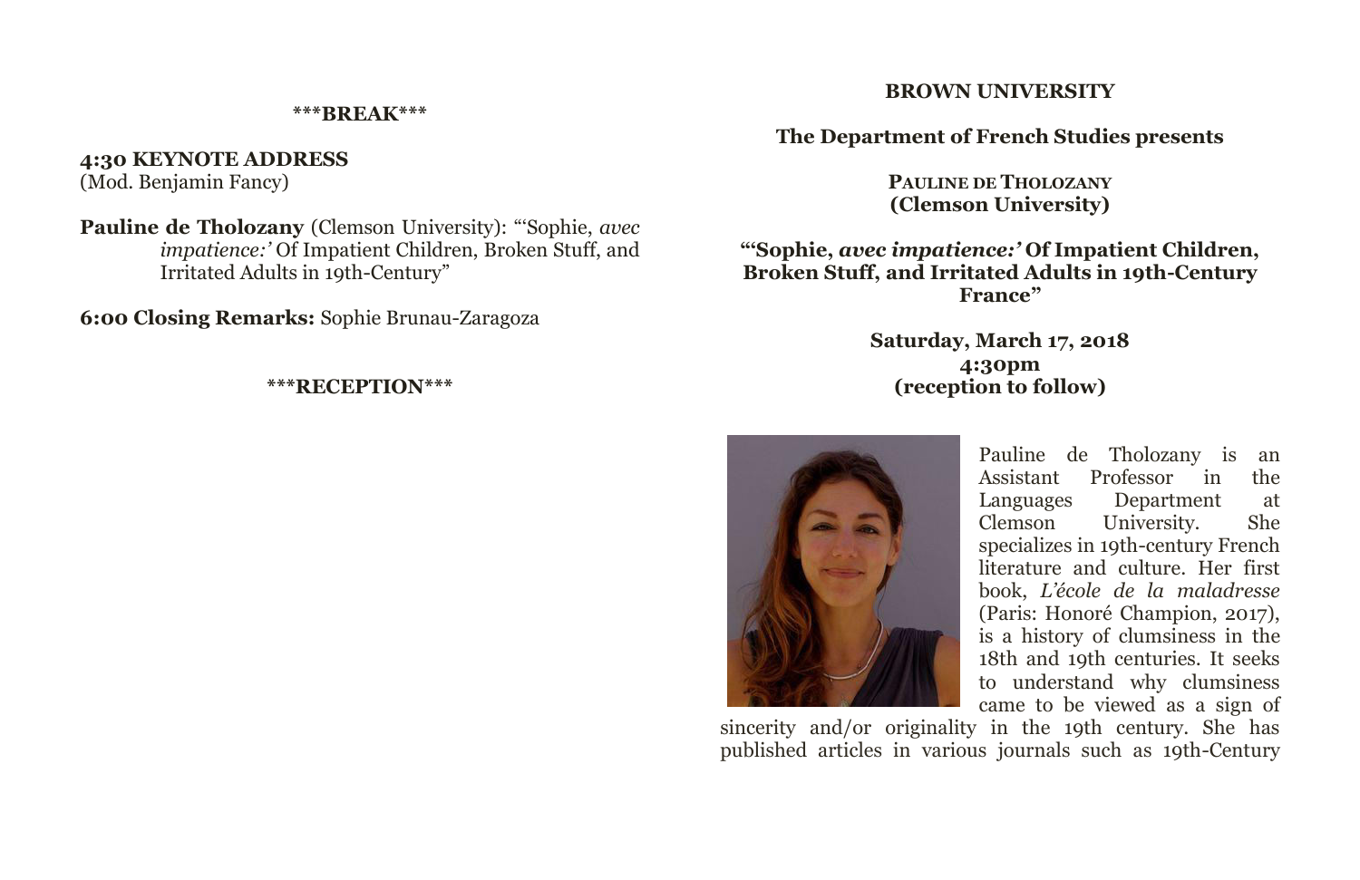***BREAK***

**4:30 KEYNOTE ADDRESS**
(Mod. Benjamin Fancy)

**Pauline de Tholozany** (Clemson University): "'Sophie, *avec impatience:'* Of Impatient Children, Broken Stuff, and Irritated Adults in 19th-Century"

**6:00 Closing Remarks:** Sophie Brunau-Zaragoza

***RECEPTION***

**BROWN UNIVERSITY**

**The Department of French Studies presents**

**PAULINE DE THOLOZANY**
**(Clemson University)**

**"'Sophie, *avec impatience:'* Of Impatient Children, Broken Stuff, and Irritated Adults in 19th-Century France"**

**Saturday, March 17, 2018**
**4:30pm**
**(reception to follow)**

Pauline de Tholozany is an Assistant Professor in the Languages Department at Clemson University. She specializes in 19th-century French literature and culture. Her first book, *L'école de la maladresse* (Paris: Honoré Champion, 2017), is a history of clumsiness in the 18th and 19th centuries. It seeks to understand why clumsiness came to be viewed as a sign of sincerity and/or originality in the 19th century. She has published articles in various journals such as 19th-Century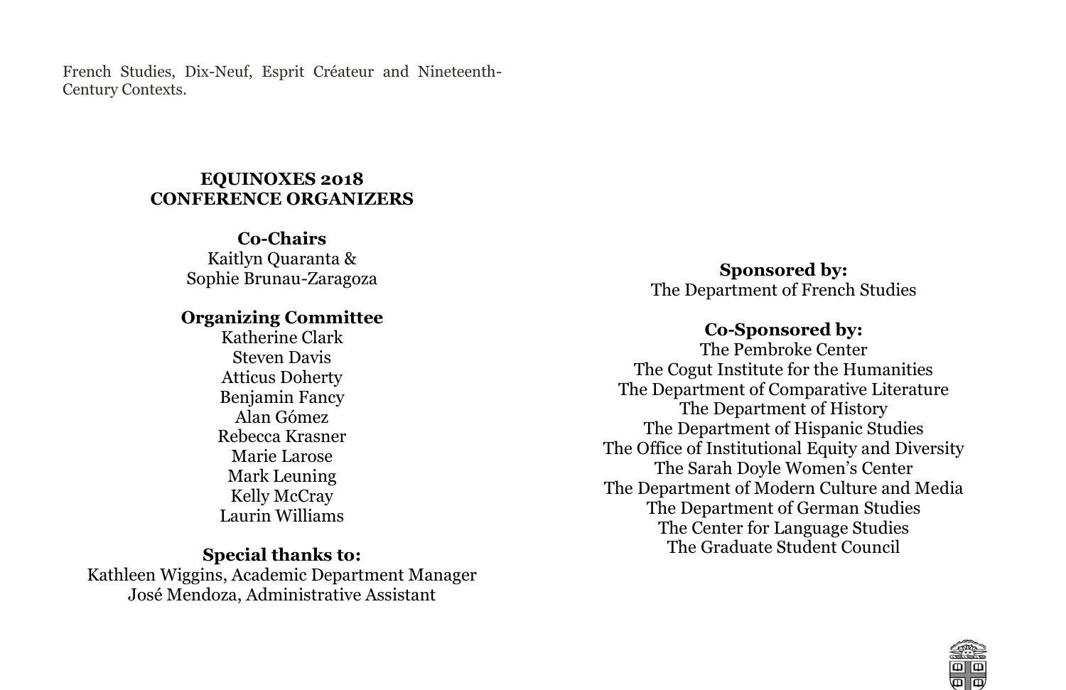French Studies, Dix-Neuf, Esprit Créateur and Nineteenth-Century Contexts.

## EQUINOXES 2018
## CONFERENCE ORGANIZERS

**Co-Chairs**
Kaitlyn Quaranta &
Sophie Brunau-Zaragoza

**Organizing Committee**
Katherine Clark
Steven Davis
Atticus Doherty
Benjamin Fancy
Alan Gómez
Rebecca Krasner
Marie Larose
Mark Leuning
Kelly McCray
Laurin Williams

**Special thanks to:**
Kathleen Wiggins, Academic Department Manager
José Mendoza, Administrative Assistant

**Sponsored by:**
The Department of French Studies

**Co-Sponsored by:**
The Pembroke Center
The Cogut Institute for the Humanities
The Department of Comparative Literature
The Department of History
The Department of Hispanic Studies
The Office of Institutional Equity and Diversity
The Sarah Doyle Women's Center
The Department of Modern Culture and Media
The Department of German Studies
The Center for Language Studies
The Graduate Student Council